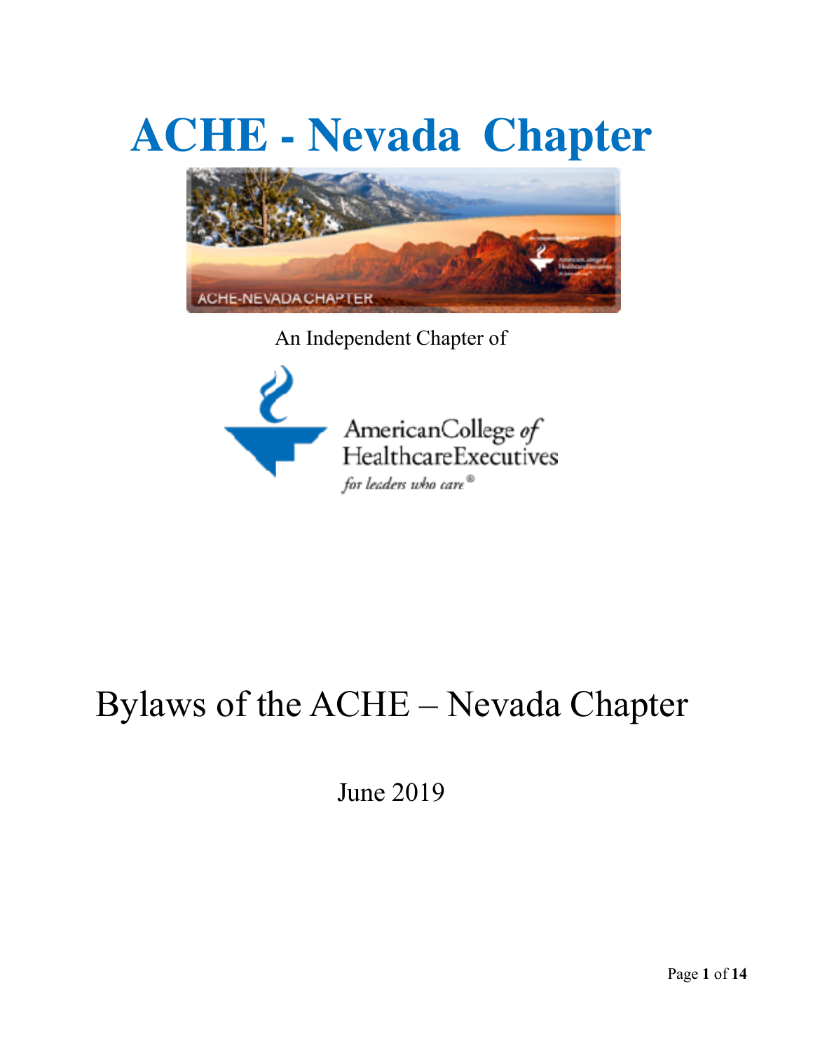# ACHE - Nevada Chapter

An Independent Chapter of

American College of Healthcare Executives

*for leaders who care®*

# Bylaws of the ACHE – Nevada Chapter

June 2019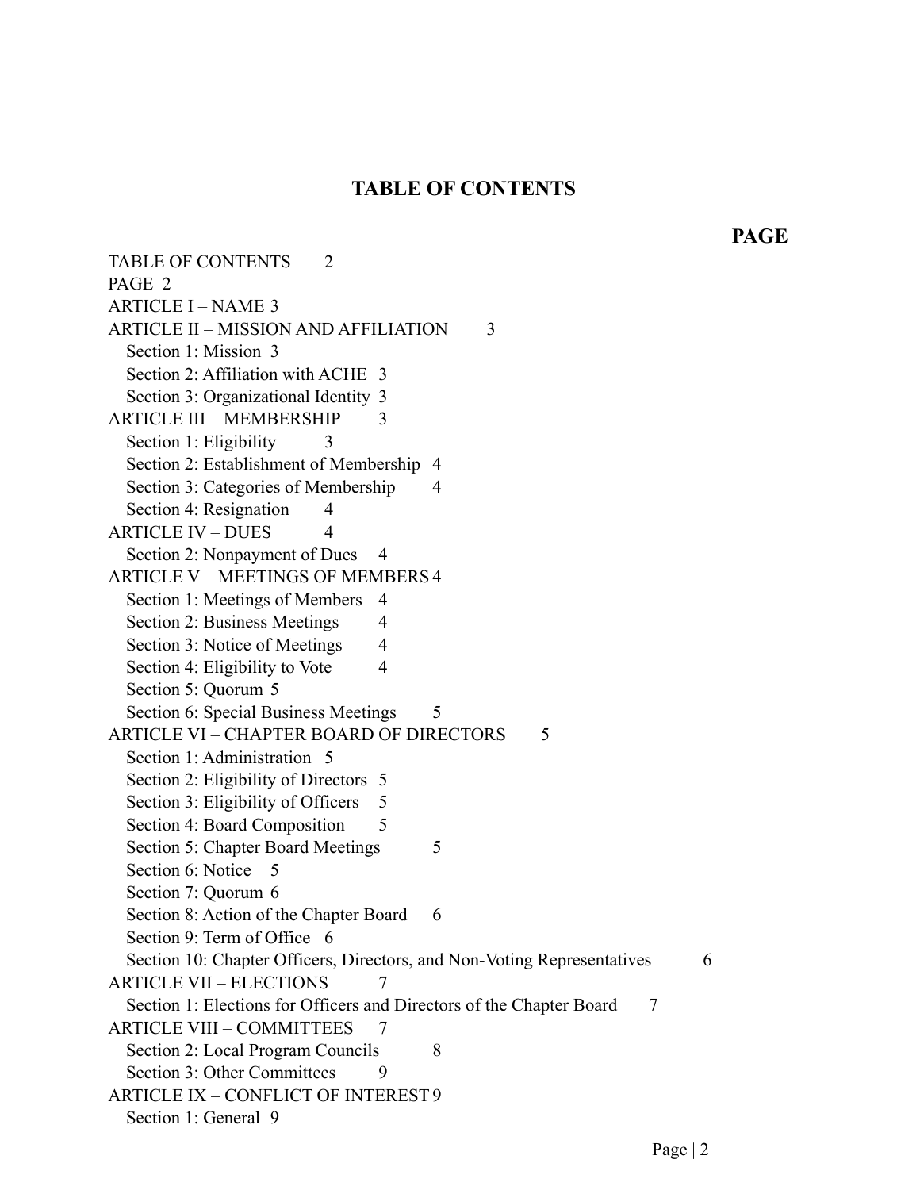# TABLE OF CONTENTS

**PAGE**

TABLE OF CONTENTS 2
PAGE 2
ARTICLE I – NAME 3
ARTICLE II – MISSION AND AFFILIATION 3
- Section 1: Mission 3
- Section 2: Affiliation with ACHE 3
- Section 3: Organizational Identity 3

ARTICLE III – MEMBERSHIP 3
- Section 1: Eligibility 3
- Section 2: Establishment of Membership 4
- Section 3: Categories of Membership 4
- Section 4: Resignation 4

ARTICLE IV – DUES 4
- Section 2: Nonpayment of Dues 4

ARTICLE V – MEETINGS OF MEMBERS 4
- Section 1: Meetings of Members 4
- Section 2: Business Meetings 4
- Section 3: Notice of Meetings 4
- Section 4: Eligibility to Vote 4
- Section 5: Quorum 5
- Section 6: Special Business Meetings 5

ARTICLE VI – CHAPTER BOARD OF DIRECTORS 5
- Section 1: Administration 5
- Section 2: Eligibility of Directors 5
- Section 3: Eligibility of Officers 5
- Section 4: Board Composition 5
- Section 5: Chapter Board Meetings 5
- Section 6: Notice 5
- Section 7: Quorum 6
- Section 8: Action of the Chapter Board 6
- Section 9: Term of Office 6
- Section 10: Chapter Officers, Directors, and Non-Voting Representatives 6

ARTICLE VII – ELECTIONS 7
- Section 1: Elections for Officers and Directors of the Chapter Board 7

ARTICLE VIII – COMMITTEES 7
- Section 2: Local Program Councils 8
- Section 3: Other Committees 9

ARTICLE IX – CONFLICT OF INTEREST 9
- Section 1: General 9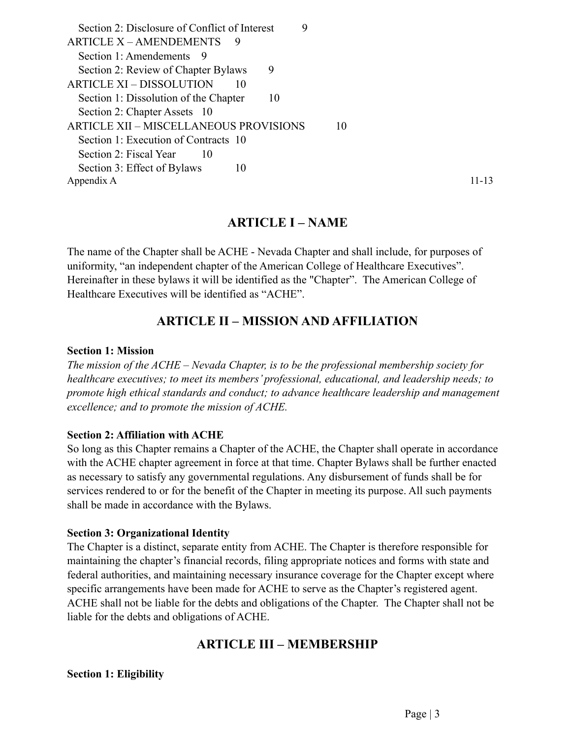Section 2: Disclosure of Conflict of Interest 9
ARTICLE X – AMENDEMENTS 9
Section 1: Amendements 9
Section 2: Review of Chapter Bylaws 9
ARTICLE XI – DISSOLUTION 10
Section 1: Dissolution of the Chapter 10
Section 2: Chapter Assets 10
ARTICLE XII – MISCELLANEOUS PROVISIONS 10
Section 1: Execution of Contracts 10
Section 2: Fiscal Year 10
Section 3: Effect of Bylaws 10
Appendix A 11-13

## ARTICLE I – NAME

The name of the Chapter shall be ACHE - Nevada Chapter and shall include, for purposes of uniformity, "an independent chapter of the American College of Healthcare Executives". Hereinafter in these bylaws it will be identified as the "Chapter". The American College of Healthcare Executives will be identified as "ACHE".

## ARTICLE II – MISSION AND AFFILIATION

**Section 1: Mission**

*The mission of the ACHE – Nevada Chapter, is to be the professional membership society for healthcare executives; to meet its members' professional, educational, and leadership needs; to promote high ethical standards and conduct; to advance healthcare leadership and management excellence; and to promote the mission of ACHE.*

**Section 2: Affiliation with ACHE**

So long as this Chapter remains a Chapter of the ACHE, the Chapter shall operate in accordance with the ACHE chapter agreement in force at that time. Chapter Bylaws shall be further enacted as necessary to satisfy any governmental regulations. Any disbursement of funds shall be for services rendered to or for the benefit of the Chapter in meeting its purpose. All such payments shall be made in accordance with the Bylaws.

**Section 3: Organizational Identity**

The Chapter is a distinct, separate entity from ACHE. The Chapter is therefore responsible for maintaining the chapter's financial records, filing appropriate notices and forms with state and federal authorities, and maintaining necessary insurance coverage for the Chapter except where specific arrangements have been made for ACHE to serve as the Chapter's registered agent. ACHE shall not be liable for the debts and obligations of the Chapter. The Chapter shall not be liable for the debts and obligations of ACHE.

## ARTICLE III – MEMBERSHIP

**Section 1: Eligibility**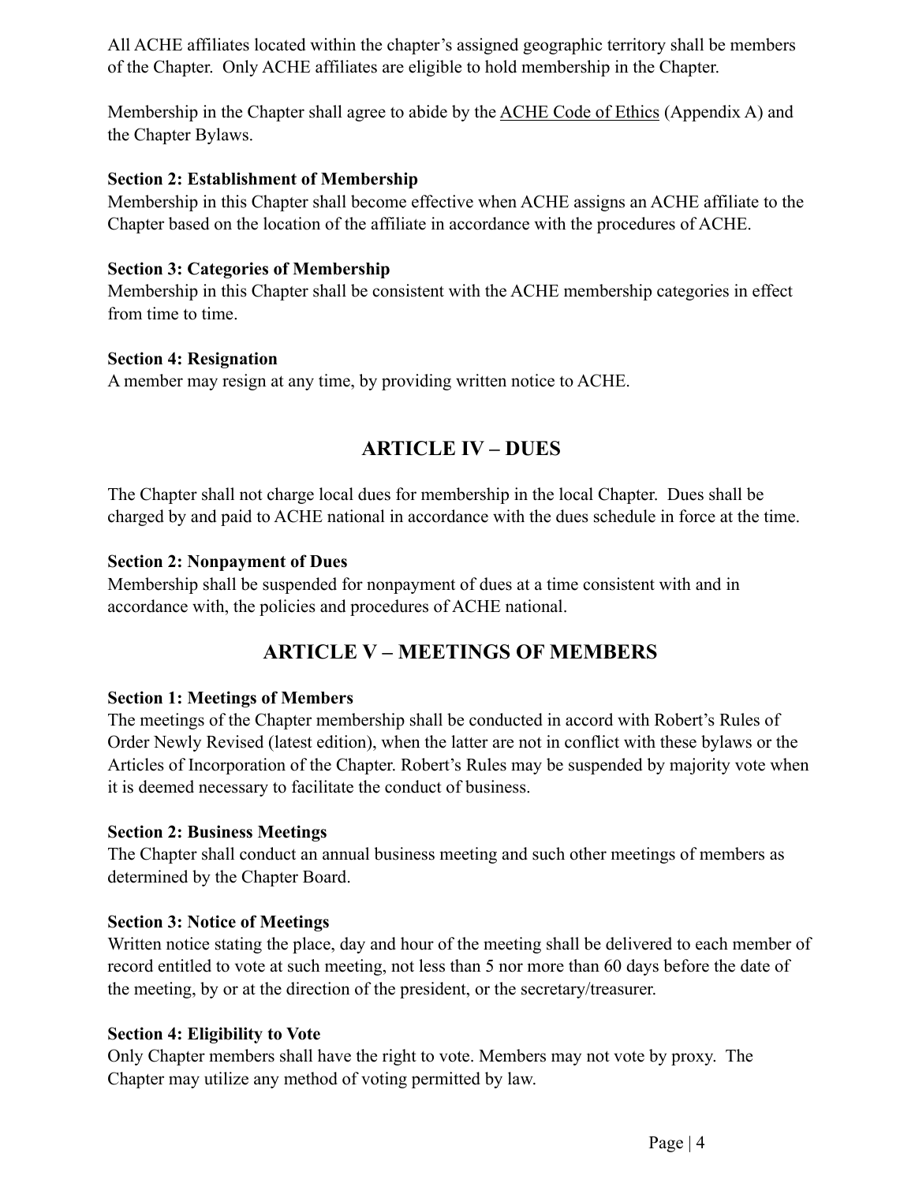All ACHE affiliates located within the chapter's assigned geographic territory shall be members of the Chapter. Only ACHE affiliates are eligible to hold membership in the Chapter.

Membership in the Chapter shall agree to abide by the ACHE Code of Ethics (Appendix A) and the Chapter Bylaws.

**Section 2: Establishment of Membership**
Membership in this Chapter shall become effective when ACHE assigns an ACHE affiliate to the Chapter based on the location of the affiliate in accordance with the procedures of ACHE.

**Section 3: Categories of Membership**
Membership in this Chapter shall be consistent with the ACHE membership categories in effect from time to time.

**Section 4: Resignation**
A member may resign at any time, by providing written notice to ACHE.

## ARTICLE IV – DUES

The Chapter shall not charge local dues for membership in the local Chapter. Dues shall be charged by and paid to ACHE national in accordance with the dues schedule in force at the time.

**Section 2: Nonpayment of Dues**
Membership shall be suspended for nonpayment of dues at a time consistent with and in accordance with, the policies and procedures of ACHE national.

## ARTICLE V – MEETINGS OF MEMBERS

**Section 1: Meetings of Members**
The meetings of the Chapter membership shall be conducted in accord with Robert's Rules of Order Newly Revised (latest edition), when the latter are not in conflict with these bylaws or the Articles of Incorporation of the Chapter. Robert's Rules may be suspended by majority vote when it is deemed necessary to facilitate the conduct of business.

**Section 2: Business Meetings**
The Chapter shall conduct an annual business meeting and such other meetings of members as determined by the Chapter Board.

**Section 3: Notice of Meetings**
Written notice stating the place, day and hour of the meeting shall be delivered to each member of record entitled to vote at such meeting, not less than 5 nor more than 60 days before the date of the meeting, by or at the direction of the president, or the secretary/treasurer.

**Section 4: Eligibility to Vote**
Only Chapter members shall have the right to vote. Members may not vote by proxy. The Chapter may utilize any method of voting permitted by law.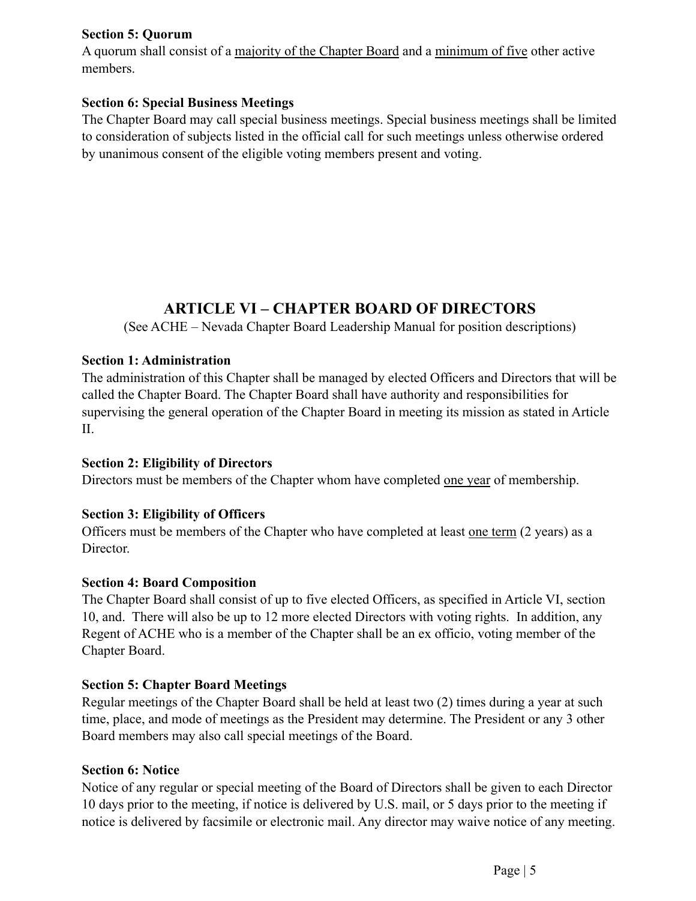**Section 5: Quorum**
A quorum shall consist of a <u>majority of the Chapter Board</u> and a <u>minimum of five</u> other active members.

**Section 6: Special Business Meetings**
The Chapter Board may call special business meetings. Special business meetings shall be limited to consideration of subjects listed in the official call for such meetings unless otherwise ordered by unanimous consent of the eligible voting members present and voting.

## ARTICLE VI – CHAPTER BOARD OF DIRECTORS

(See ACHE – Nevada Chapter Board Leadership Manual for position descriptions)

**Section 1: Administration**
The administration of this Chapter shall be managed by elected Officers and Directors that will be called the Chapter Board. The Chapter Board shall have authority and responsibilities for supervising the general operation of the Chapter Board in meeting its mission as stated in Article II.

**Section 2: Eligibility of Directors**
Directors must be members of the Chapter whom have completed <u>one year</u> of membership.

**Section 3: Eligibility of Officers**
Officers must be members of the Chapter who have completed at least <u>one term</u> (2 years) as a Director.

**Section 4: Board Composition**
The Chapter Board shall consist of up to five elected Officers, as specified in Article VI, section 10, and. There will also be up to 12 more elected Directors with voting rights. In addition, any Regent of ACHE who is a member of the Chapter shall be an ex officio, voting member of the Chapter Board.

**Section 5: Chapter Board Meetings**
Regular meetings of the Chapter Board shall be held at least two (2) times during a year at such time, place, and mode of meetings as the President may determine. The President or any 3 other Board members may also call special meetings of the Board.

**Section 6: Notice**
Notice of any regular or special meeting of the Board of Directors shall be given to each Director 10 days prior to the meeting, if notice is delivered by U.S. mail, or 5 days prior to the meeting if notice is delivered by facsimile or electronic mail. Any director may waive notice of any meeting.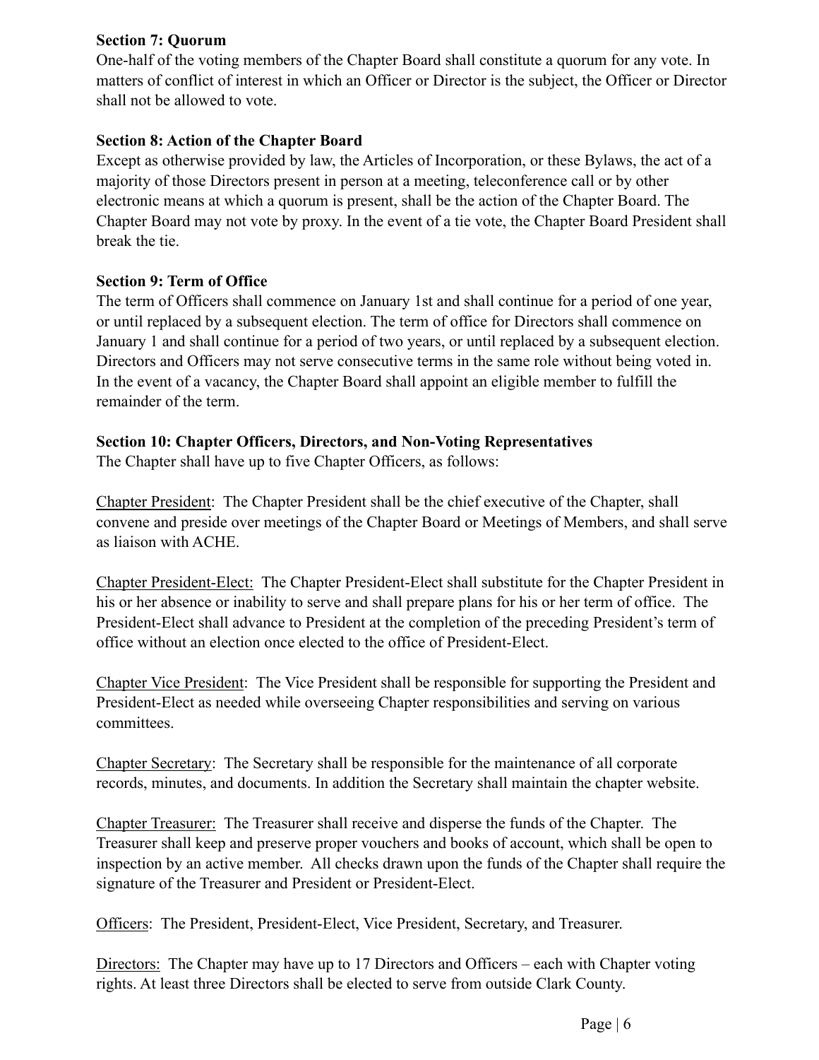**Section 7: Quorum**

One-half of the voting members of the Chapter Board shall constitute a quorum for any vote. In matters of conflict of interest in which an Officer or Director is the subject, the Officer or Director shall not be allowed to vote.

**Section 8: Action of the Chapter Board**

Except as otherwise provided by law, the Articles of Incorporation, or these Bylaws, the act of a majority of those Directors present in person at a meeting, teleconference call or by other electronic means at which a quorum is present, shall be the action of the Chapter Board. The Chapter Board may not vote by proxy. In the event of a tie vote, the Chapter Board President shall break the tie.

**Section 9: Term of Office**

The term of Officers shall commence on January 1st and shall continue for a period of one year, or until replaced by a subsequent election. The term of office for Directors shall commence on January 1 and shall continue for a period of two years, or until replaced by a subsequent election. Directors and Officers may not serve consecutive terms in the same role without being voted in. In the event of a vacancy, the Chapter Board shall appoint an eligible member to fulfill the remainder of the term.

**Section 10: Chapter Officers, Directors, and Non-Voting Representatives**

The Chapter shall have up to five Chapter Officers, as follows:

Chapter President: The Chapter President shall be the chief executive of the Chapter, shall convene and preside over meetings of the Chapter Board or Meetings of Members, and shall serve as liaison with ACHE.

Chapter President-Elect: The Chapter President-Elect shall substitute for the Chapter President in his or her absence or inability to serve and shall prepare plans for his or her term of office. The President-Elect shall advance to President at the completion of the preceding President's term of office without an election once elected to the office of President-Elect.

Chapter Vice President: The Vice President shall be responsible for supporting the President and President-Elect as needed while overseeing Chapter responsibilities and serving on various committees.

Chapter Secretary: The Secretary shall be responsible for the maintenance of all corporate records, minutes, and documents. In addition the Secretary shall maintain the chapter website.

Chapter Treasurer: The Treasurer shall receive and disperse the funds of the Chapter. The Treasurer shall keep and preserve proper vouchers and books of account, which shall be open to inspection by an active member. All checks drawn upon the funds of the Chapter shall require the signature of the Treasurer and President or President-Elect.

Officers: The President, President-Elect, Vice President, Secretary, and Treasurer.

Directors: The Chapter may have up to 17 Directors and Officers – each with Chapter voting rights. At least three Directors shall be elected to serve from outside Clark County.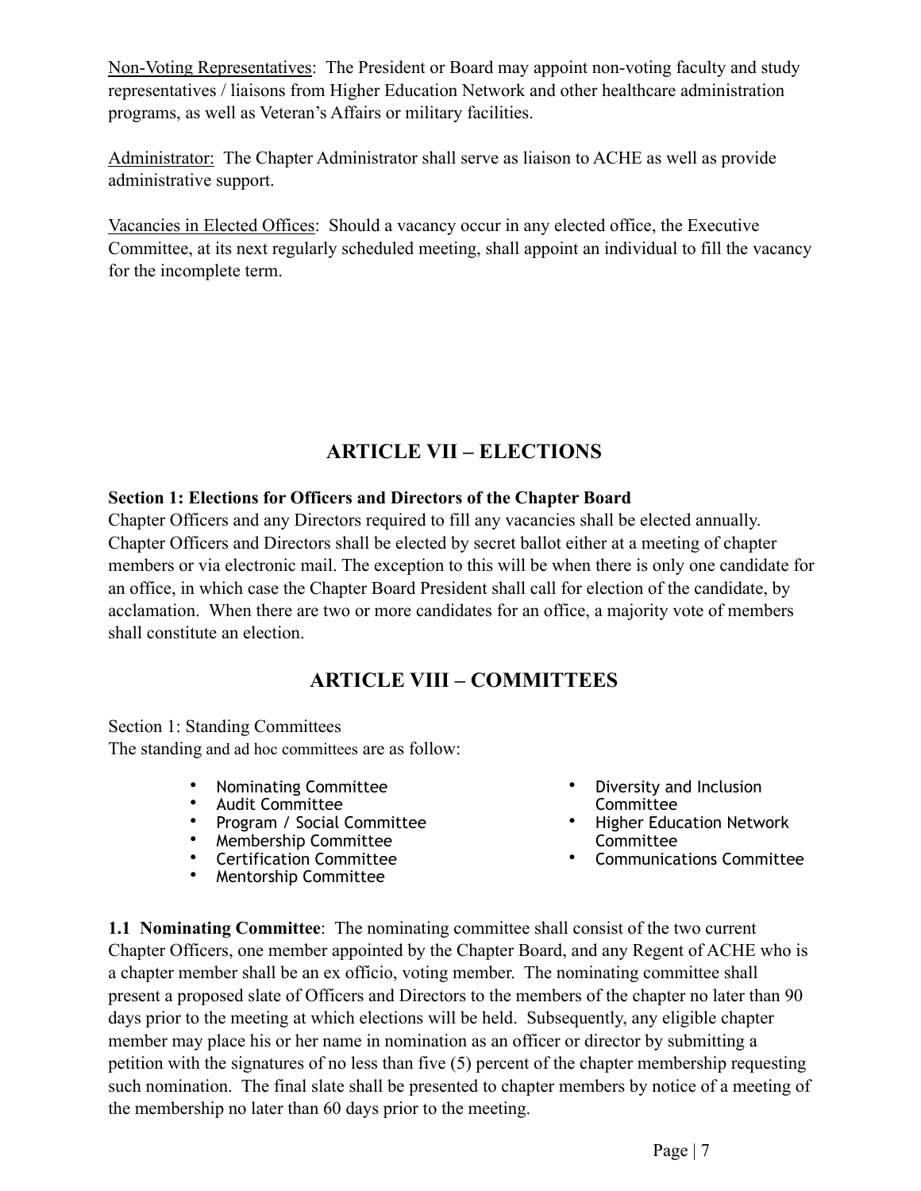Non-Voting Representatives: The President or Board may appoint non-voting faculty and study representatives / liaisons from Higher Education Network and other healthcare administration programs, as well as Veteran's Affairs or military facilities.

Administrator: The Chapter Administrator shall serve as liaison to ACHE as well as provide administrative support.

Vacancies in Elected Offices: Should a vacancy occur in any elected office, the Executive Committee, at its next regularly scheduled meeting, shall appoint an individual to fill the vacancy for the incomplete term.

## ARTICLE VII – ELECTIONS

**Section 1: Elections for Officers and Directors of the Chapter Board**

Chapter Officers and any Directors required to fill any vacancies shall be elected annually. Chapter Officers and Directors shall be elected by secret ballot either at a meeting of chapter members or via electronic mail. The exception to this will be when there is only one candidate for an office, in which case the Chapter Board President shall call for election of the candidate, by acclamation. When there are two or more candidates for an office, a majority vote of members shall constitute an election.

## ARTICLE VIII – COMMITTEES

Section 1: Standing Committees

The standing and ad hoc committees are as follow:

- Nominating Committee
- Audit Committee
- Program / Social Committee
- Membership Committee
- Certification Committee
- Mentorship Committee
- Diversity and Inclusion Committee
- Higher Education Network Committee
- Communications Committee

**1.1 Nominating Committee**: The nominating committee shall consist of the two current Chapter Officers, one member appointed by the Chapter Board, and any Regent of ACHE who is a chapter member shall be an ex officio, voting member. The nominating committee shall present a proposed slate of Officers and Directors to the members of the chapter no later than 90 days prior to the meeting at which elections will be held. Subsequently, any eligible chapter member may place his or her name in nomination as an officer or director by submitting a petition with the signatures of no less than five (5) percent of the chapter membership requesting such nomination. The final slate shall be presented to chapter members by notice of a meeting of the membership no later than 60 days prior to the meeting.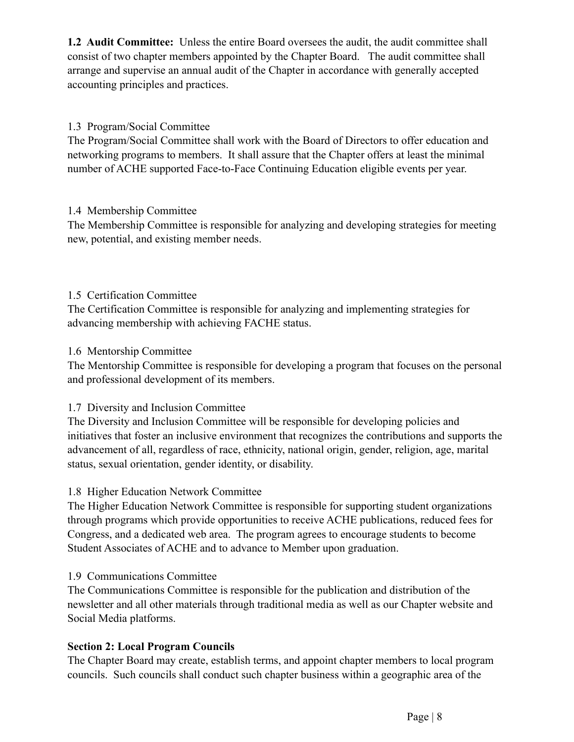**1.2 Audit Committee:** Unless the entire Board oversees the audit, the audit committee shall consist of two chapter members appointed by the Chapter Board. The audit committee shall arrange and supervise an annual audit of the Chapter in accordance with generally accepted accounting principles and practices.

1.3 Program/Social Committee
The Program/Social Committee shall work with the Board of Directors to offer education and networking programs to members. It shall assure that the Chapter offers at least the minimal number of ACHE supported Face-to-Face Continuing Education eligible events per year.

1.4 Membership Committee
The Membership Committee is responsible for analyzing and developing strategies for meeting new, potential, and existing member needs.

1.5 Certification Committee
The Certification Committee is responsible for analyzing and implementing strategies for advancing membership with achieving FACHE status.

1.6 Mentorship Committee
The Mentorship Committee is responsible for developing a program that focuses on the personal and professional development of its members.

1.7 Diversity and Inclusion Committee
The Diversity and Inclusion Committee will be responsible for developing policies and initiatives that foster an inclusive environment that recognizes the contributions and supports the advancement of all, regardless of race, ethnicity, national origin, gender, religion, age, marital status, sexual orientation, gender identity, or disability.

1.8 Higher Education Network Committee
The Higher Education Network Committee is responsible for supporting student organizations through programs which provide opportunities to receive ACHE publications, reduced fees for Congress, and a dedicated web area. The program agrees to encourage students to become Student Associates of ACHE and to advance to Member upon graduation.

1.9 Communications Committee
The Communications Committee is responsible for the publication and distribution of the newsletter and all other materials through traditional media as well as our Chapter website and Social Media platforms.

**Section 2: Local Program Councils**
The Chapter Board may create, establish terms, and appoint chapter members to local program councils. Such councils shall conduct such chapter business within a geographic area of the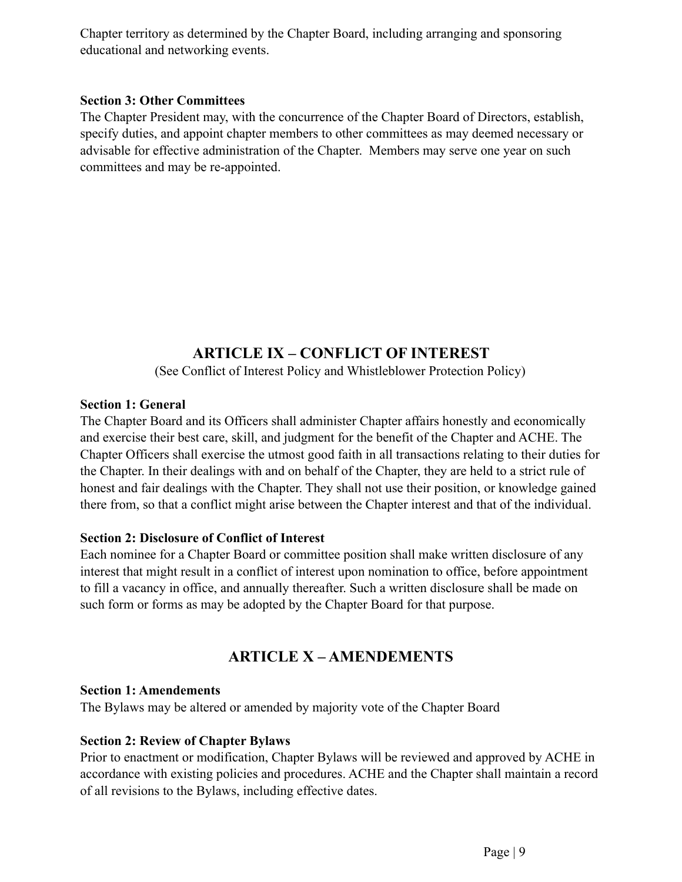Chapter territory as determined by the Chapter Board, including arranging and sponsoring educational and networking events.

**Section 3: Other Committees**

The Chapter President may, with the concurrence of the Chapter Board of Directors, establish, specify duties, and appoint chapter members to other committees as may deemed necessary or advisable for effective administration of the Chapter. Members may serve one year on such committees and may be re-appointed.

## ARTICLE IX – CONFLICT OF INTEREST

(See Conflict of Interest Policy and Whistleblower Protection Policy)

**Section 1: General**

The Chapter Board and its Officers shall administer Chapter affairs honestly and economically and exercise their best care, skill, and judgment for the benefit of the Chapter and ACHE. The Chapter Officers shall exercise the utmost good faith in all transactions relating to their duties for the Chapter. In their dealings with and on behalf of the Chapter, they are held to a strict rule of honest and fair dealings with the Chapter. They shall not use their position, or knowledge gained there from, so that a conflict might arise between the Chapter interest and that of the individual.

**Section 2: Disclosure of Conflict of Interest**

Each nominee for a Chapter Board or committee position shall make written disclosure of any interest that might result in a conflict of interest upon nomination to office, before appointment to fill a vacancy in office, and annually thereafter. Such a written disclosure shall be made on such form or forms as may be adopted by the Chapter Board for that purpose.

## ARTICLE X – AMENDEMENTS

**Section 1: Amendements**

The Bylaws may be altered or amended by majority vote of the Chapter Board

**Section 2: Review of Chapter Bylaws**

Prior to enactment or modification, Chapter Bylaws will be reviewed and approved by ACHE in accordance with existing policies and procedures. ACHE and the Chapter shall maintain a record of all revisions to the Bylaws, including effective dates.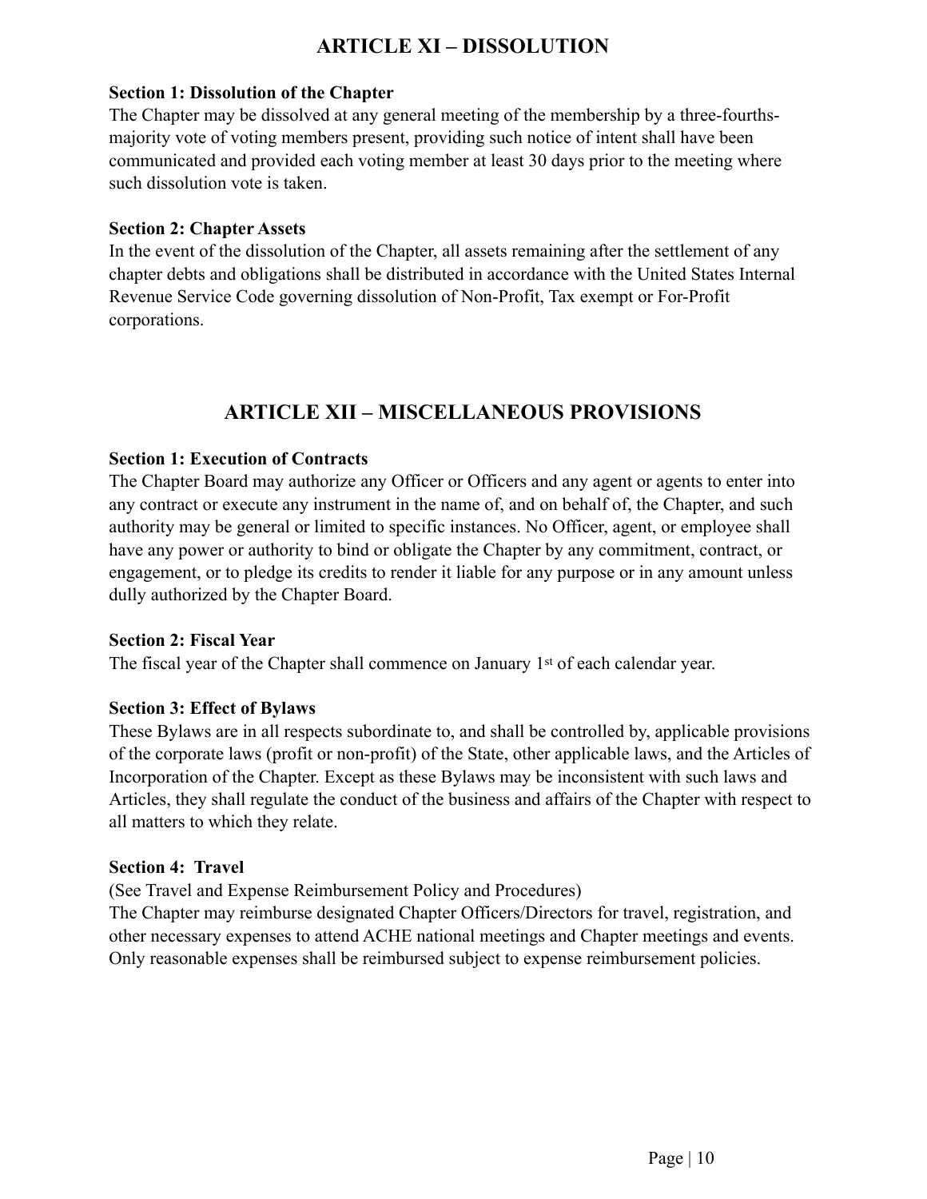## ARTICLE XI – DISSOLUTION

**Section 1: Dissolution of the Chapter**

The Chapter may be dissolved at any general meeting of the membership by a three-fourths-majority vote of voting members present, providing such notice of intent shall have been communicated and provided each voting member at least 30 days prior to the meeting where such dissolution vote is taken.

**Section 2: Chapter Assets**

In the event of the dissolution of the Chapter, all assets remaining after the settlement of any chapter debts and obligations shall be distributed in accordance with the United States Internal Revenue Service Code governing dissolution of Non-Profit, Tax exempt or For-Profit corporations.

## ARTICLE XII – MISCELLANEOUS PROVISIONS

**Section 1: Execution of Contracts**

The Chapter Board may authorize any Officer or Officers and any agent or agents to enter into any contract or execute any instrument in the name of, and on behalf of, the Chapter, and such authority may be general or limited to specific instances. No Officer, agent, or employee shall have any power or authority to bind or obligate the Chapter by any commitment, contract, or engagement, or to pledge its credits to render it liable for any purpose or in any amount unless dully authorized by the Chapter Board.

**Section 2: Fiscal Year**

The fiscal year of the Chapter shall commence on January 1st of each calendar year.

**Section 3: Effect of Bylaws**

These Bylaws are in all respects subordinate to, and shall be controlled by, applicable provisions of the corporate laws (profit or non-profit) of the State, other applicable laws, and the Articles of Incorporation of the Chapter. Except as these Bylaws may be inconsistent with such laws and Articles, they shall regulate the conduct of the business and affairs of the Chapter with respect to all matters to which they relate.

**Section 4: Travel**

(See Travel and Expense Reimbursement Policy and Procedures)

The Chapter may reimburse designated Chapter Officers/Directors for travel, registration, and other necessary expenses to attend ACHE national meetings and Chapter meetings and events. Only reasonable expenses shall be reimbursed subject to expense reimbursement policies.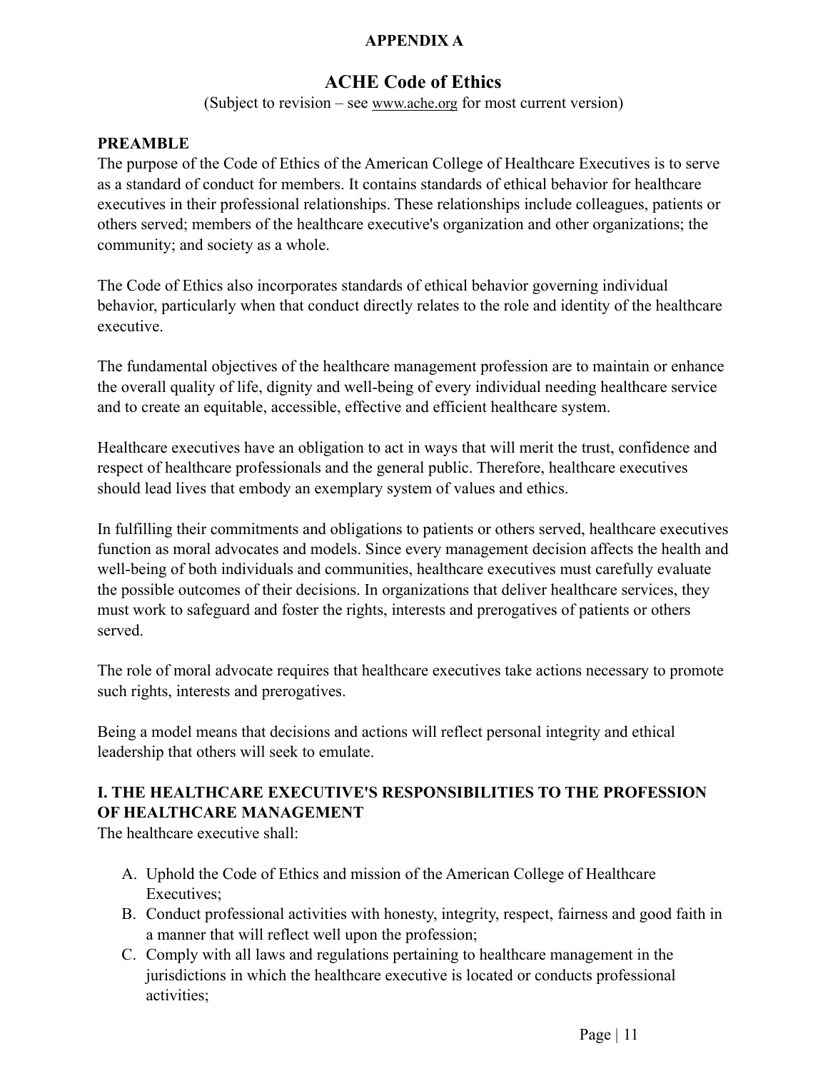**APPENDIX A**

# ACHE Code of Ethics

(Subject to revision – see www.ache.org for most current version)

## PREAMBLE

The purpose of the Code of Ethics of the American College of Healthcare Executives is to serve as a standard of conduct for members. It contains standards of ethical behavior for healthcare executives in their professional relationships. These relationships include colleagues, patients or others served; members of the healthcare executive's organization and other organizations; the community; and society as a whole.

The Code of Ethics also incorporates standards of ethical behavior governing individual behavior, particularly when that conduct directly relates to the role and identity of the healthcare executive.

The fundamental objectives of the healthcare management profession are to maintain or enhance the overall quality of life, dignity and well-being of every individual needing healthcare service and to create an equitable, accessible, effective and efficient healthcare system.

Healthcare executives have an obligation to act in ways that will merit the trust, confidence and respect of healthcare professionals and the general public. Therefore, healthcare executives should lead lives that embody an exemplary system of values and ethics.

In fulfilling their commitments and obligations to patients or others served, healthcare executives function as moral advocates and models. Since every management decision affects the health and well-being of both individuals and communities, healthcare executives must carefully evaluate the possible outcomes of their decisions. In organizations that deliver healthcare services, they must work to safeguard and foster the rights, interests and prerogatives of patients or others served.

The role of moral advocate requires that healthcare executives take actions necessary to promote such rights, interests and prerogatives.

Being a model means that decisions and actions will reflect personal integrity and ethical leadership that others will seek to emulate.

## I. THE HEALTHCARE EXECUTIVE'S RESPONSIBILITIES TO THE PROFESSION OF HEALTHCARE MANAGEMENT

The healthcare executive shall:

A. Uphold the Code of Ethics and mission of the American College of Healthcare Executives;
B. Conduct professional activities with honesty, integrity, respect, fairness and good faith in a manner that will reflect well upon the profession;
C. Comply with all laws and regulations pertaining to healthcare management in the jurisdictions in which the healthcare executive is located or conducts professional activities;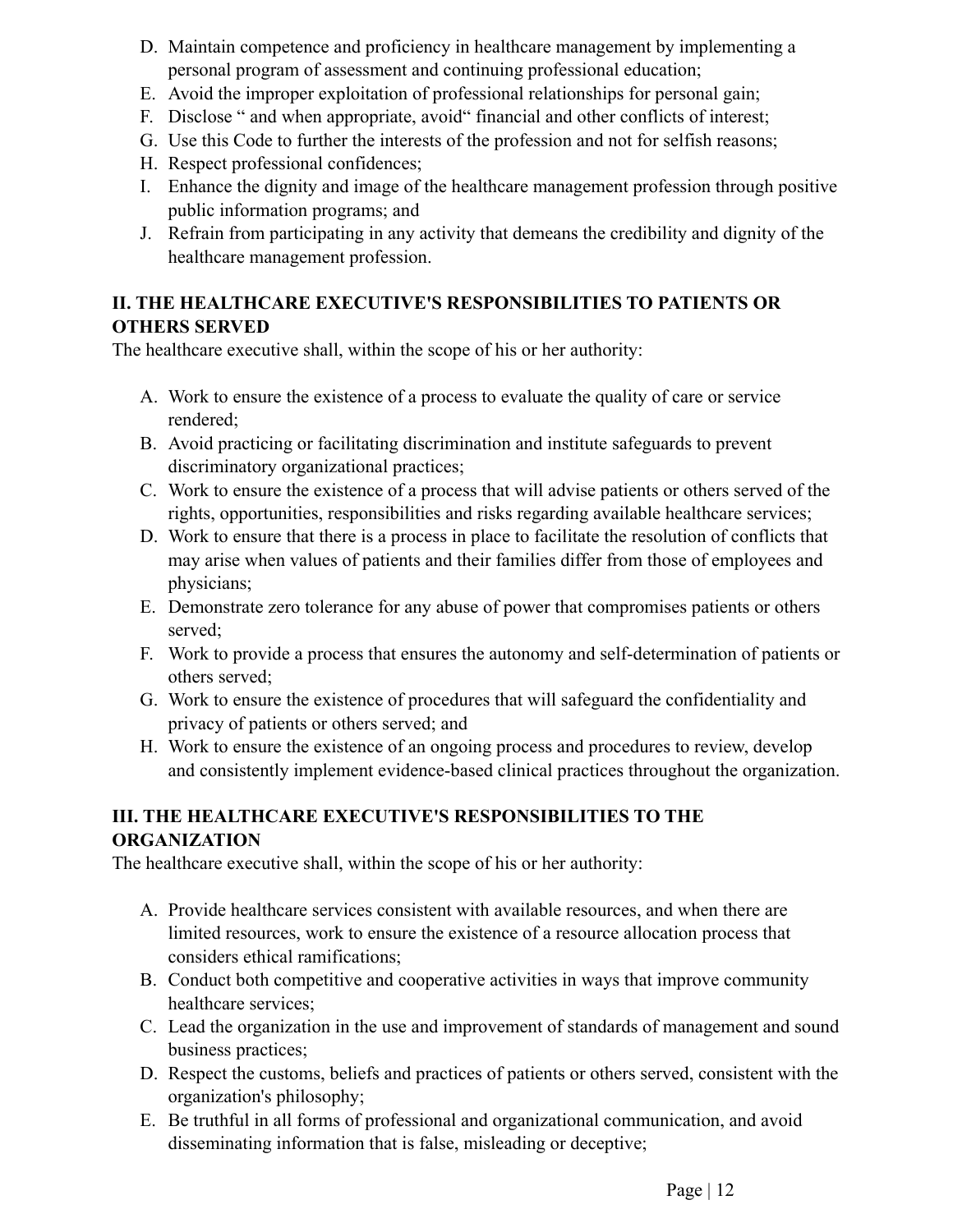D. Maintain competence and proficiency in healthcare management by implementing a personal program of assessment and continuing professional education;
E. Avoid the improper exploitation of professional relationships for personal gain;
F. Disclose " and when appropriate, avoid" financial and other conflicts of interest;
G. Use this Code to further the interests of the profession and not for selfish reasons;
H. Respect professional confidences;
I. Enhance the dignity and image of the healthcare management profession through positive public information programs; and
J. Refrain from participating in any activity that demeans the credibility and dignity of the healthcare management profession.

**II. THE HEALTHCARE EXECUTIVE'S RESPONSIBILITIES TO PATIENTS OR OTHERS SERVED**

The healthcare executive shall, within the scope of his or her authority:

A. Work to ensure the existence of a process to evaluate the quality of care or service rendered;
B. Avoid practicing or facilitating discrimination and institute safeguards to prevent discriminatory organizational practices;
C. Work to ensure the existence of a process that will advise patients or others served of the rights, opportunities, responsibilities and risks regarding available healthcare services;
D. Work to ensure that there is a process in place to facilitate the resolution of conflicts that may arise when values of patients and their families differ from those of employees and physicians;
E. Demonstrate zero tolerance for any abuse of power that compromises patients or others served;
F. Work to provide a process that ensures the autonomy and self-determination of patients or others served;
G. Work to ensure the existence of procedures that will safeguard the confidentiality and privacy of patients or others served; and
H. Work to ensure the existence of an ongoing process and procedures to review, develop and consistently implement evidence-based clinical practices throughout the organization.

**III. THE HEALTHCARE EXECUTIVE'S RESPONSIBILITIES TO THE ORGANIZATION**

The healthcare executive shall, within the scope of his or her authority:

A. Provide healthcare services consistent with available resources, and when there are limited resources, work to ensure the existence of a resource allocation process that considers ethical ramifications;
B. Conduct both competitive and cooperative activities in ways that improve community healthcare services;
C. Lead the organization in the use and improvement of standards of management and sound business practices;
D. Respect the customs, beliefs and practices of patients or others served, consistent with the organization's philosophy;
E. Be truthful in all forms of professional and organizational communication, and avoid disseminating information that is false, misleading or deceptive;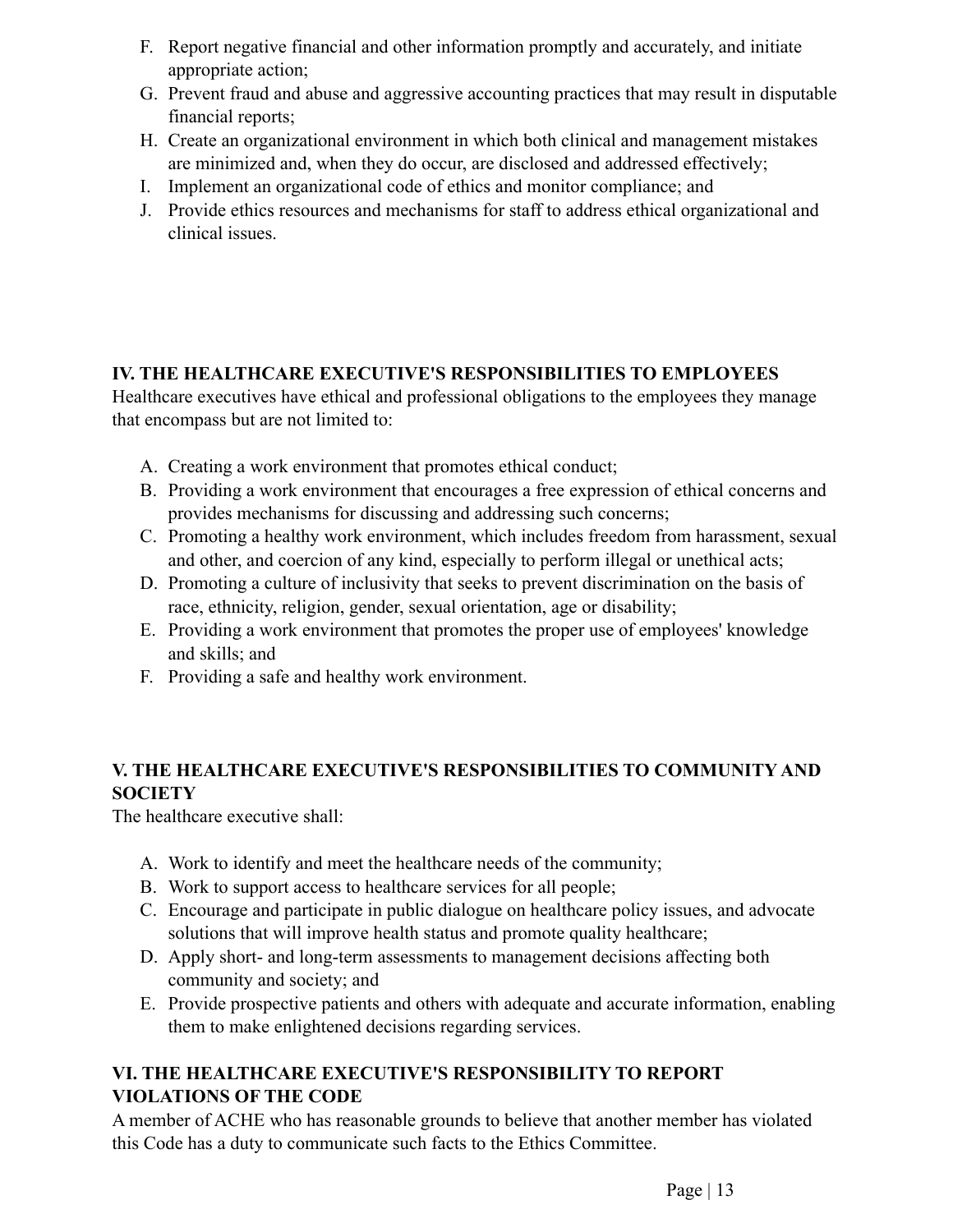F. Report negative financial and other information promptly and accurately, and initiate appropriate action;
G. Prevent fraud and abuse and aggressive accounting practices that may result in disputable financial reports;
H. Create an organizational environment in which both clinical and management mistakes are minimized and, when they do occur, are disclosed and addressed effectively;
I. Implement an organizational code of ethics and monitor compliance; and
J. Provide ethics resources and mechanisms for staff to address ethical organizational and clinical issues.

## IV. THE HEALTHCARE EXECUTIVE'S RESPONSIBILITIES TO EMPLOYEES

Healthcare executives have ethical and professional obligations to the employees they manage that encompass but are not limited to:

A. Creating a work environment that promotes ethical conduct;
B. Providing a work environment that encourages a free expression of ethical concerns and provides mechanisms for discussing and addressing such concerns;
C. Promoting a healthy work environment, which includes freedom from harassment, sexual and other, and coercion of any kind, especially to perform illegal or unethical acts;
D. Promoting a culture of inclusivity that seeks to prevent discrimination on the basis of race, ethnicity, religion, gender, sexual orientation, age or disability;
E. Providing a work environment that promotes the proper use of employees' knowledge and skills; and
F. Providing a safe and healthy work environment.

## V. THE HEALTHCARE EXECUTIVE'S RESPONSIBILITIES TO COMMUNITY AND SOCIETY

The healthcare executive shall:

A. Work to identify and meet the healthcare needs of the community;
B. Work to support access to healthcare services for all people;
C. Encourage and participate in public dialogue on healthcare policy issues, and advocate solutions that will improve health status and promote quality healthcare;
D. Apply short- and long-term assessments to management decisions affecting both community and society; and
E. Provide prospective patients and others with adequate and accurate information, enabling them to make enlightened decisions regarding services.

## VI. THE HEALTHCARE EXECUTIVE'S RESPONSIBILITY TO REPORT VIOLATIONS OF THE CODE

A member of ACHE who has reasonable grounds to believe that another member has violated this Code has a duty to communicate such facts to the Ethics Committee.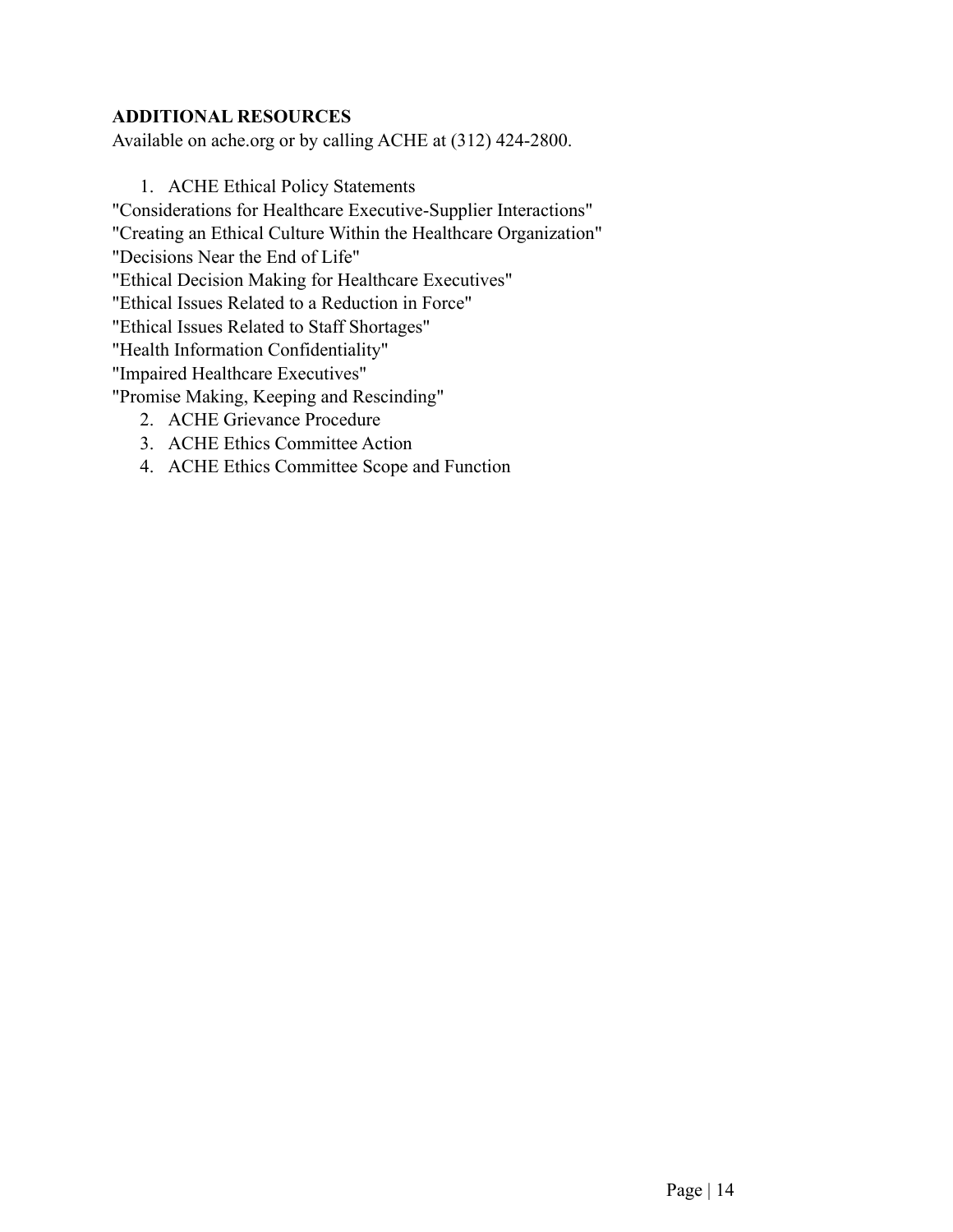**ADDITIONAL RESOURCES**
Available on ache.org or by calling ACHE at (312) 424-2800.

1. ACHE Ethical Policy Statements

"Considerations for Healthcare Executive-Supplier Interactions"
"Creating an Ethical Culture Within the Healthcare Organization"
"Decisions Near the End of Life"
"Ethical Decision Making for Healthcare Executives"
"Ethical Issues Related to a Reduction in Force"
"Ethical Issues Related to Staff Shortages"
"Health Information Confidentiality"
"Impaired Healthcare Executives"
"Promise Making, Keeping and Rescinding"

2. ACHE Grievance Procedure
3. ACHE Ethics Committee Action
4. ACHE Ethics Committee Scope and Function